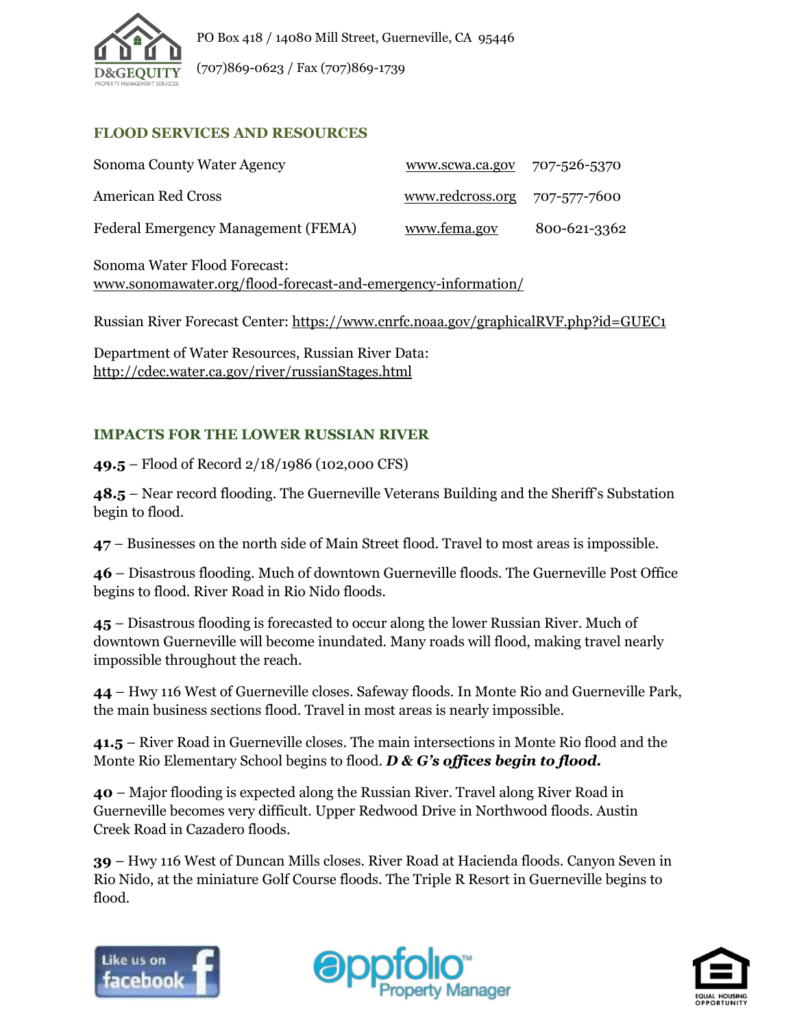PO Box 418 / 14080 Mill Street, Guerneville, CA 95446

(707)869-0623 / Fax (707)869-1739

## FLOOD SERVICES AND RESOURCES

| | | |
|---|---|---|
| Sonoma County Water Agency | www.scwa.ca.gov | 707-526-5370 |
| American Red Cross | www.redcross.org | 707-577-7600 |
| Federal Emergency Management (FEMA) | www.fema.gov | 800-621-3362 |

Sonoma Water Flood Forecast:
www.sonomawater.org/flood-forecast-and-emergency-information/

Russian River Forecast Center: https://www.cnrfc.noaa.gov/graphicalRVF.php?id=GUEC1

Department of Water Resources, Russian River Data:
http://cdec.water.ca.gov/river/russianStages.html

## IMPACTS FOR THE LOWER RUSSIAN RIVER

**49.5** – Flood of Record 2/18/1986 (102,000 CFS)

**48.5** – Near record flooding. The Guerneville Veterans Building and the Sheriff's Substation begin to flood.

**47** – Businesses on the north side of Main Street flood. Travel to most areas is impossible.

**46** – Disastrous flooding. Much of downtown Guerneville floods. The Guerneville Post Office begins to flood. River Road in Rio Nido floods.

**45** – Disastrous flooding is forecasted to occur along the lower Russian River. Much of downtown Guerneville will become inundated. Many roads will flood, making travel nearly impossible throughout the reach.

**44** – Hwy 116 West of Guerneville closes. Safeway floods. In Monte Rio and Guerneville Park, the main business sections flood. Travel in most areas is nearly impossible.

**41.5** – River Road in Guerneville closes. The main intersections in Monte Rio flood and the Monte Rio Elementary School begins to flood. ***D & G's offices begin to flood.***

**40** – Major flooding is expected along the Russian River. Travel along River Road in Guerneville becomes very difficult. Upper Redwood Drive in Northwood floods. Austin Creek Road in Cazadero floods.

**39** – Hwy 116 West of Duncan Mills closes. River Road at Hacienda floods. Canyon Seven in Rio Nido, at the miniature Golf Course floods. The Triple R Resort in Guerneville begins to flood.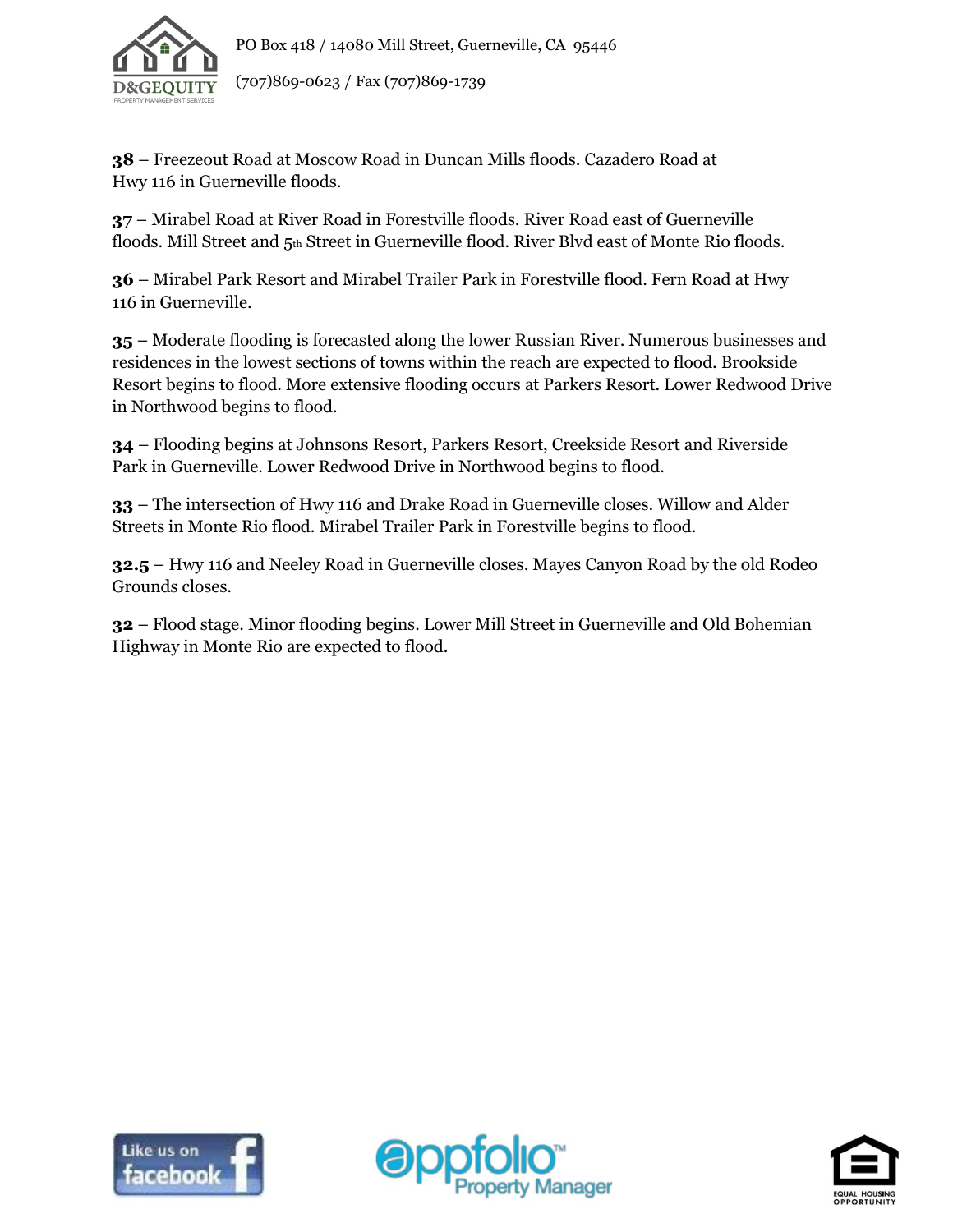**38** – Freezeout Road at Moscow Road in Duncan Mills floods. Cazadero Road at Hwy 116 in Guerneville floods.

**37** – Mirabel Road at River Road in Forestville floods. River Road east of Guerneville floods. Mill Street and 5th Street in Guerneville flood. River Blvd east of Monte Rio floods.

**36** – Mirabel Park Resort and Mirabel Trailer Park in Forestville flood. Fern Road at Hwy 116 in Guerneville.

**35** – Moderate flooding is forecasted along the lower Russian River. Numerous businesses and residences in the lowest sections of towns within the reach are expected to flood. Brookside Resort begins to flood. More extensive flooding occurs at Parkers Resort. Lower Redwood Drive in Northwood begins to flood.

**34** – Flooding begins at Johnsons Resort, Parkers Resort, Creekside Resort and Riverside Park in Guerneville. Lower Redwood Drive in Northwood begins to flood.

**33** – The intersection of Hwy 116 and Drake Road in Guerneville closes. Willow and Alder Streets in Monte Rio flood. Mirabel Trailer Park in Forestville begins to flood.

**32.5** – Hwy 116 and Neeley Road in Guerneville closes. Mayes Canyon Road by the old Rodeo Grounds closes.

**32** – Flood stage. Minor flooding begins. Lower Mill Street in Guerneville and Old Bohemian Highway in Monte Rio are expected to flood.